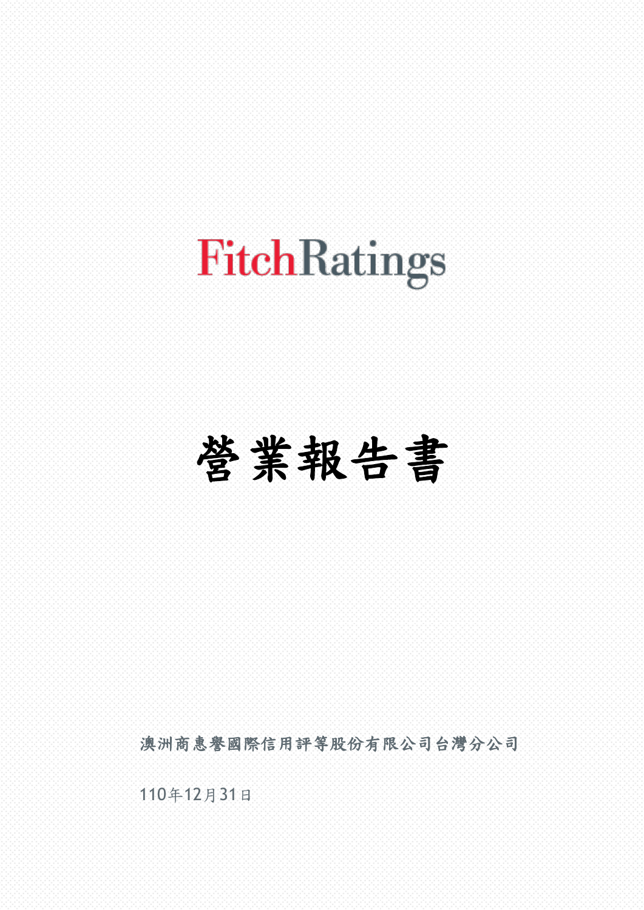FitchRatings

# 營業報告書

澳洲商惠譽國際信用評等股份有限公司台灣分公司

110年12月31日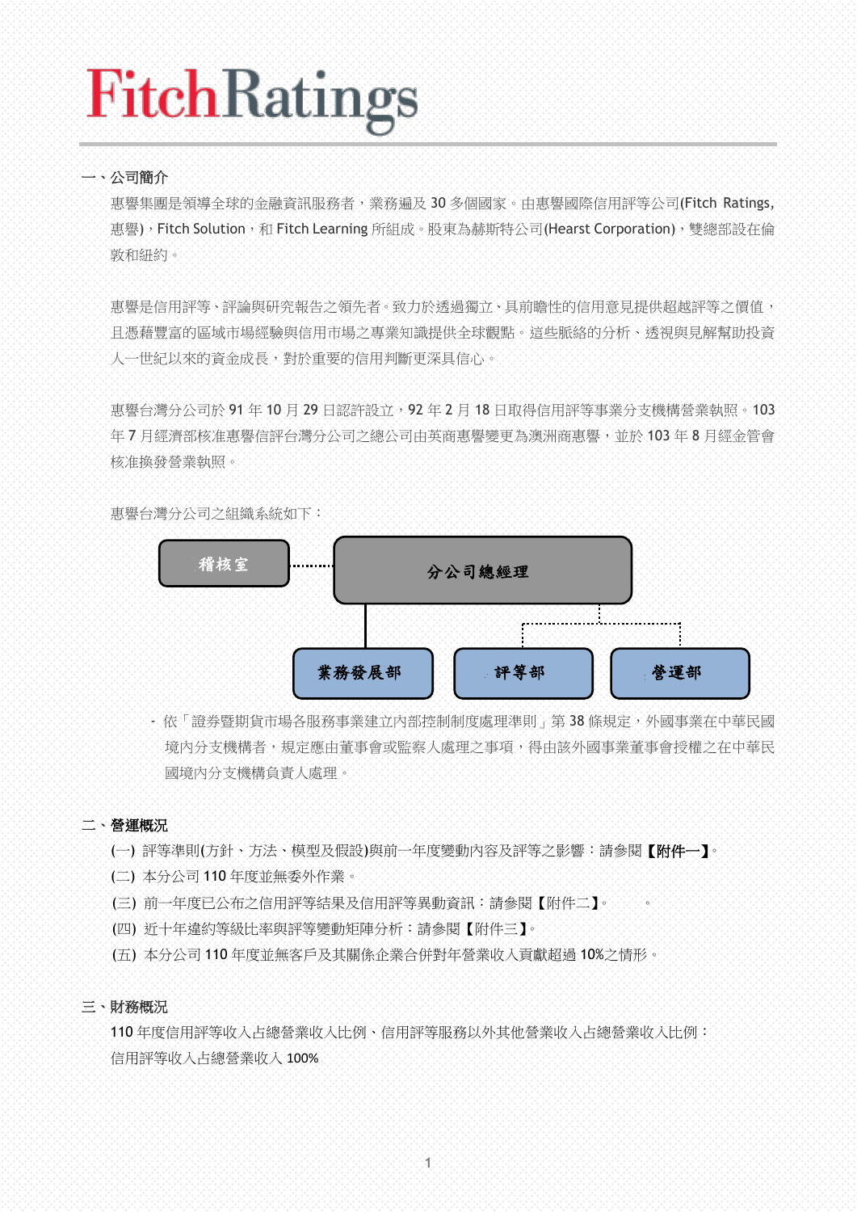# FitchRatings

## 一、公司簡介

惠譽集團是領導全球的金融資訊服務者，業務遍及 30 多個國家。由惠譽國際信用評等公司(Fitch Ratings, 惠譽)，Fitch Solution，和 Fitch Learning 所組成。股東為赫斯特公司(Hearst Corporation)，雙總部設在倫敦和紐約。

惠譽是信用評等、評論與研究報告之領先者。致力於透過獨立、具前瞻性的信用意見提供超越評等之價值，且憑藉豐富的區域市場經驗與信用市場之專業知識提供全球觀點。這些脈絡的分析、透視與見解幫助投資人一世紀以來的資金成長，對於重要的信用判斷更深具信心。

惠譽台灣分公司於 91 年 10 月 29 日認許設立，92 年 2 月 18 日取得信用評等事業分支機構營業執照。103 年 7 月經濟部核准惠譽信評台灣分公司之總公司由英商惠譽變更為澳洲商惠譽，並於 103 年 8 月經金管會核准換發營業執照。

惠譽台灣分公司之組織系統如下：

- 分公司總經理
  - 稽核室（虛線連接）
  - 業務發展部
  - 評等部（虛線連接）
  - 營運部（虛線連接）

- 依「證券暨期貨市場各服務事業建立內部控制制度處理準則」第 38 條規定，外國事業在中華民國境內分支機構者，規定應由董事會或監察人處理之事項，得由該外國事業董事會授權之在中華民國境內分支機構負責人處理。

## 二、營運概況

(一) 評等準則(方針、方法、模型及假設)與前一年度變動內容及評等之影響：請參閱**【附件一】**。

(二) 本分公司 110 年度並無委外作業。

(三) 前一年度已公布之信用評等結果及信用評等異動資訊：請參閱【附件二】。

(四) 近十年違約等級比率與評等變動矩陣分析：請參閱【附件三】。

(五) 本分公司 110 年度並無客戶及其關係企業合併對年營業收入貢獻超過 10%之情形。

## 三、財務概況

110 年度信用評等收入占總營業收入比例、信用評等服務以外其他營業收入占總營業收入比例：

信用評等收入占總營業收入 100%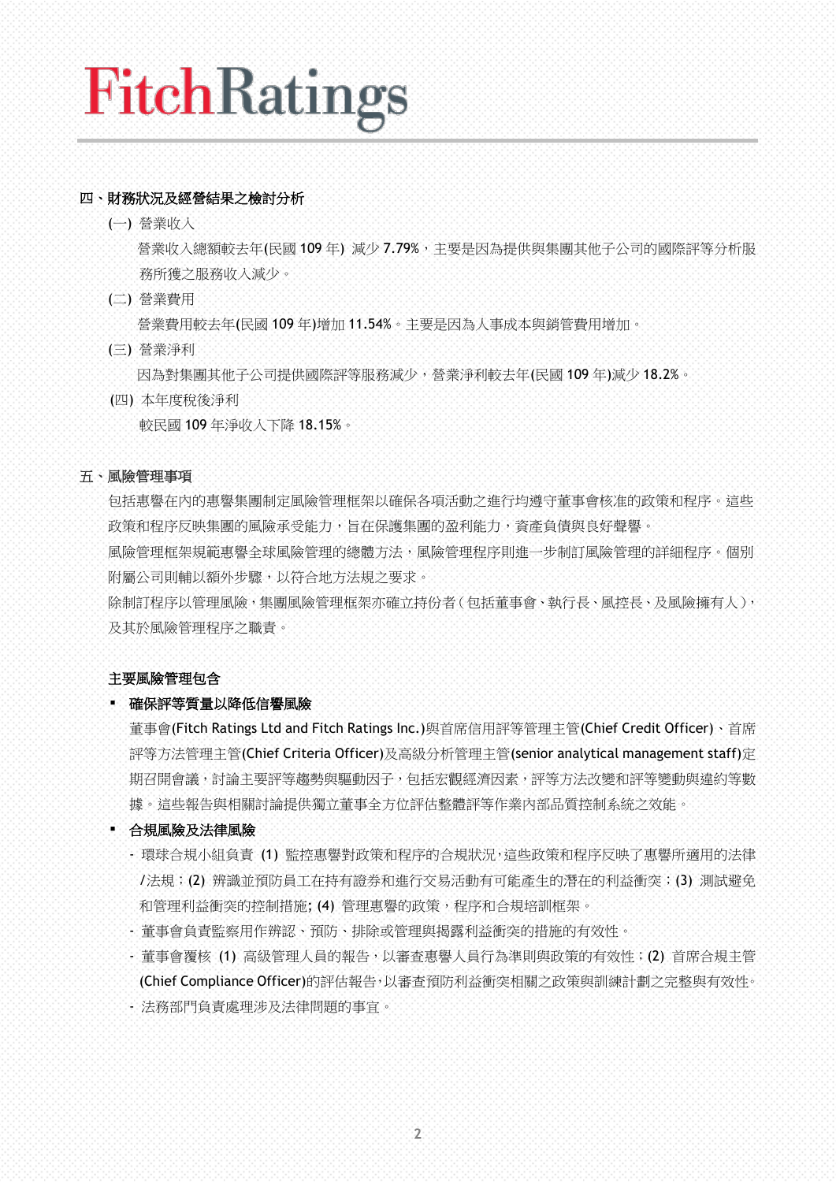## 四、財務狀況及經營結果之檢討分析

(一) 營業收入

營業收入總額較去年(民國 109 年) 減少 7.79%，主要是因為提供與集團其他子公司的國際評等分析服務所獲之服務收入減少。

(二) 營業費用

營業費用較去年(民國 109 年)增加 11.54%。主要是因為人事成本與銷管費用增加。

(三) 營業淨利

因為對集團其他子公司提供國際評等服務減少，營業淨利較去年(民國 109 年)減少 18.2%。

(四) 本年度稅後淨利

較民國 109 年淨收入下降 18.15%。

## 五、風險管理事項

包括惠譽在內的惠譽集團制定風險管理框架以確保各項活動之進行均遵守董事會核准的政策和程序。這些政策和程序反映集團的風險承受能力，旨在保護集團的盈利能力，資產負債與良好聲譽。

風險管理框架規範惠譽全球風險管理的總體方法，風險管理程序則進一步制訂風險管理的詳細程序。個別附屬公司則輔以額外步驟，以符合地方法規之要求。

除制訂程序以管理風險，集團風險管理框架亦確立持份者（包括董事會、執行長、風控長、及風險擁有人），及其於風險管理程序之職責。

**主要風險管理包含**

- **確保評等質量以降低信譽風險**

  董事會(Fitch Ratings Ltd and Fitch Ratings Inc.)與首席信用評等管理主管(Chief Credit Officer)、首席評等方法管理主管(Chief Criteria Officer)及高級分析管理主管(senior analytical management staff)定期召開會議，討論主要評等趨勢與驅動因子，包括宏觀經濟因素，評等方法改變和評等變動與違約等數據。這些報告與相關討論提供獨立董事全方位評估整體評等作業內部品質控制系統之效能。

- **合規風險及法律風險**

  - 環球合規小組負責 (1) 監控惠譽對政策和程序的合規狀況，這些政策和程序反映了惠譽所適用的法律/法規；(2) 辨識並預防員工在持有證券和進行交易活動有可能產生的潛在的利益衝突；(3) 測試避免和管理利益衝突的控制措施; (4) 管理惠譽的政策，程序和合規培訓框架。
  - 董事會負責監察用作辨認、預防、排除或管理與揭露利益衝突的措施的有效性。
  - 董事會覆核 (1) 高級管理人員的報告，以審查惠譽人員行為準則與政策的有效性；(2) 首席合規主管(Chief Compliance Officer)的評估報告，以審查預防利益衝突相關之政策與訓練計劃之完整與有效性。
  - 法務部門負責處理涉及法律問題的事宜。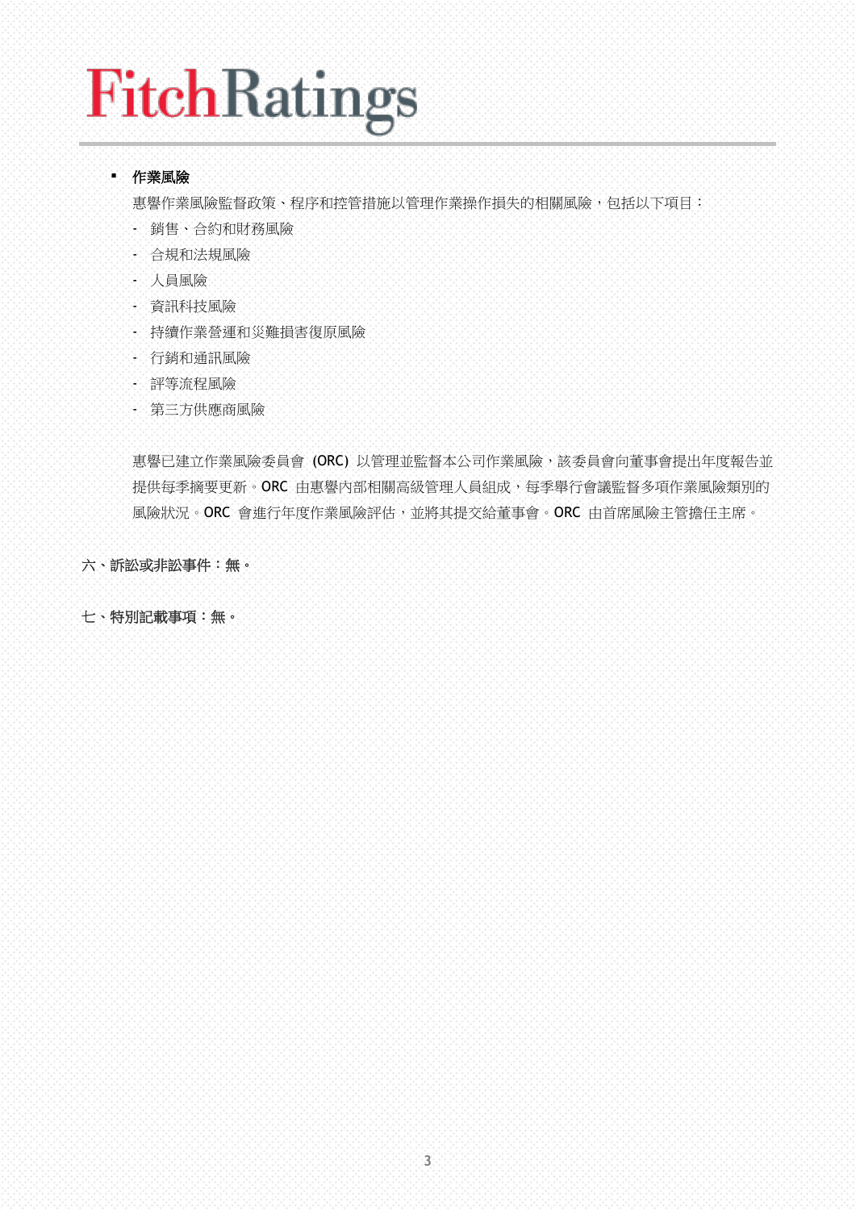- **作業風險**

  惠譽作業風險監督政策、程序和控管措施以管理作業操作損失的相關風險，包括以下項目：

  - 銷售、合約和財務風險
  - 合規和法規風險
  - 人員風險
  - 資訊科技風險
  - 持續作業營運和災難損害復原風險
  - 行銷和通訊風險
  - 評等流程風險
  - 第三方供應商風險

  惠譽已建立作業風險委員會 (ORC) 以管理並監督本公司作業風險，該委員會向董事會提出年度報告並提供每季摘要更新。ORC 由惠譽內部相關高級管理人員組成，每季舉行會議監督多項作業風險類別的風險狀況。ORC 會進行年度作業風險評估，並將其提交給董事會。ORC 由首席風險主管擔任主席。

**六、訴訟或非訟事件：無。**

**七、特別記載事項：無。**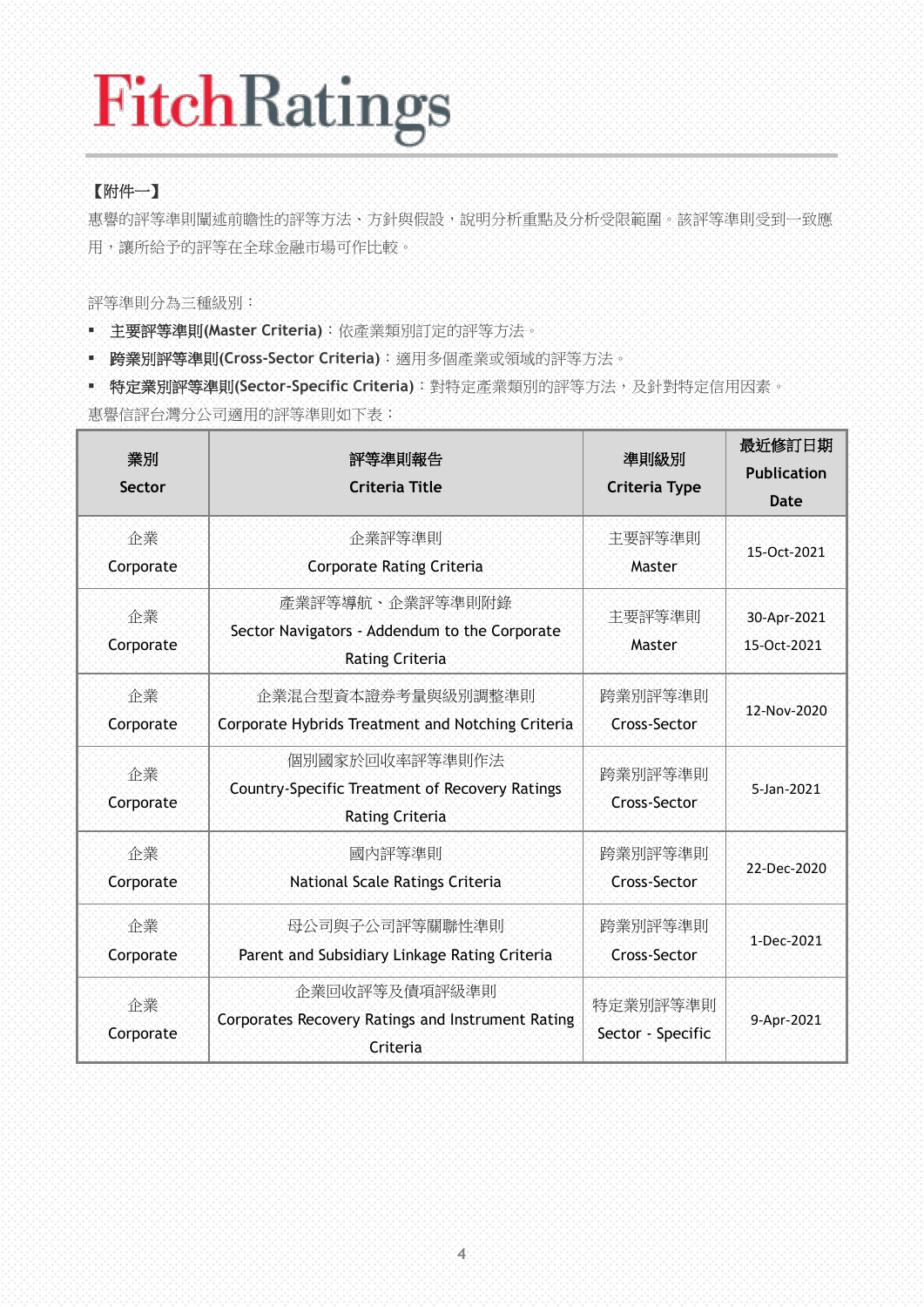# FitchRatings

【附件一】

惠譽的評等準則闡述前瞻性的評等方法、方針與假設，說明分析重點及分析受限範圍。該評等準則受到一致應用，讓所給予的評等在全球金融市場可作比較。

評等準則分為三種級別：

- **主要評等準則(Master Criteria)**：依產業類別訂定的評等方法。
- **跨業別評等準則(Cross-Sector Criteria)**：適用多個產業或領域的評等方法。
- **特定業別評等準則(Sector-Specific Criteria)**：對特定產業類別的評等方法，及針對特定信用因素。

惠譽信評台灣分公司適用的評等準則如下表：

| 業別 Sector | 評等準則報告 Criteria Title | 準則級別 Criteria Type | 最近修訂日期 Publication Date |
|---|---|---|---|
| 企業 Corporate | 企業評等準則 Corporate Rating Criteria | 主要評等準則 Master | 15-Oct-2021 |
| 企業 Corporate | 產業評等導航、企業評等準則附錄 Sector Navigators - Addendum to the Corporate Rating Criteria | 主要評等準則 Master | 30-Apr-2021 15-Oct-2021 |
| 企業 Corporate | 企業混合型資本證券考量與級別調整準則 Corporate Hybrids Treatment and Notching Criteria | 跨業別評等準則 Cross-Sector | 12-Nov-2020 |
| 企業 Corporate | 個別國家於回收率評等準則作法 Country-Specific Treatment of Recovery Ratings Rating Criteria | 跨業別評等準則 Cross-Sector | 5-Jan-2021 |
| 企業 Corporate | 國內評等準則 National Scale Ratings Criteria | 跨業別評等準則 Cross-Sector | 22-Dec-2020 |
| 企業 Corporate | 母公司與子公司評等關聯性準則 Parent and Subsidiary Linkage Rating Criteria | 跨業別評等準則 Cross-Sector | 1-Dec-2021 |
| 企業 Corporate | 企業回收評等及債項評級準則 Corporates Recovery Ratings and Instrument Rating Criteria | 特定業別評等準則 Sector - Specfic | 9-Apr-2021 |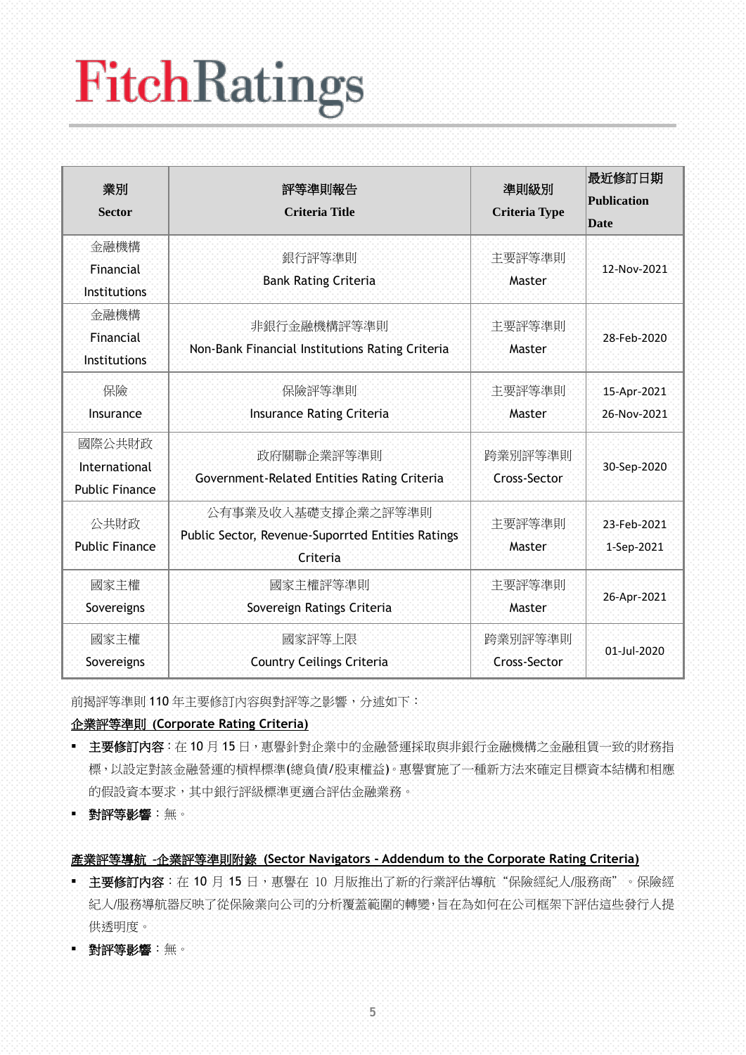FitchRatings

| 業別<br>Sector | 評等準則報告<br>Criteria Title | 準則級別<br>Criteria Type | 最近修訂日期<br>Publication Date |
|---|---|---|---|
| 金融機構<br>Financial Institutions | 銀行評等準則<br>Bank Rating Criteria | 主要評等準則<br>Master | 12-Nov-2021 |
| 金融機構<br>Financial Institutions | 非銀行金融機構評等準則<br>Non-Bank Financial Institutions Rating Criteria | 主要評等準則<br>Master | 28-Feb-2020 |
| 保險<br>Insurance | 保險評等準則<br>Insurance Rating Criteria | 主要評等準則<br>Master | 15-Apr-2021<br>26-Nov-2021 |
| 國際公共財政<br>International Public Finance | 政府關聯企業評等準則<br>Government-Related Entities Rating Criteria | 跨業別評等準則<br>Cross-Sector | 30-Sep-2020 |
| 公共財政<br>Public Finance | 公有事業及收入基礎支撐企業之評等準則<br>Public Sector, Revenue-Suporrted Entities Ratings Criteria | 主要評等準則<br>Master | 23-Feb-2021<br>1-Sep-2021 |
| 國家主權<br>Sovereigns | 國家主權評等準則<br>Sovereign Ratings Criteria | 主要評等準則<br>Master | 26-Apr-2021 |
| 國家主權<br>Sovereigns | 國家評等上限<br>Country Ceilings Criteria | 跨業別評等準則<br>Cross-Sector | 01-Jul-2020 |

前揭評等準則 110 年主要修訂內容與對評等之影響，分述如下：

**企業評等準則 (Corporate Rating Criteria)**

- **主要修訂內容**：在 10 月 15 日，惠譽針對企業中的金融營運採取與非銀行金融機構之金融租賃一致的財務指標，以設定對該金融營運的槓桿標準(總負債/股東權益)。惠譽實施了一種新方法來確定目標資本結構和相應的假設資本要求，其中銀行評級標準更適合評估金融業務。
- **對評等影響**：無。

**產業評等導航 -企業評等準則附錄 (Sector Navigators - Addendum to the Corporate Rating Criteria)**

- **主要修訂內容**：在 10 月 15 日，惠譽在 10 月版推出了新的行業評估導航"保險經紀人/服務商"。保險經紀人/服務導航器反映了從保險業向公司的分析覆蓋範圍的轉變，旨在為如何在公司框架下評估這些發行人提供透明度。
- **對評等影響**：無。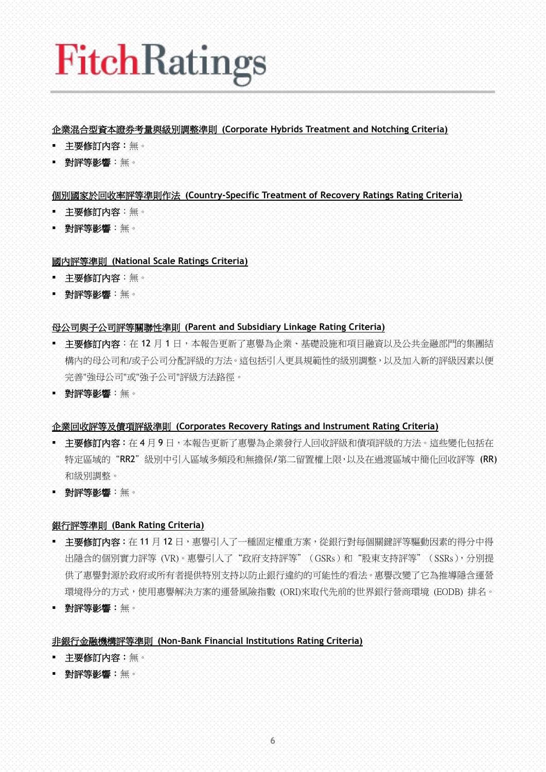**企業混合型資本證券考量與級別調整準則 (Corporate Hybrids Treatment and Notching Criteria)**

- **主要修訂內容**：無。
- **對評等影響**：無。

**個別國家於回收率評等準則作法 (Country-Specific Treatment of Recovery Ratings Rating Criteria)**

- **主要修訂內容**：無。
- **對評等影響**：無。

**國內評等準則 (National Scale Ratings Criteria)**

- **主要修訂內容**：無。
- **對評等影響**：無。

**母公司與子公司評等關聯性準則 (Parent and Subsidiary Linkage Rating Criteria)**

- **主要修訂內容**：在 12 月 1 日，本報告更新了惠譽為企業、基礎設施和項目融資以及公共金融部門的集團結構內的母公司和/或子公司分配評級的方法。這包括引入更具規範性的級別調整，以及加入新的評級因素以便完善"強母公司"或"強子公司"評級方法路徑。
- **對評等影響**：無。

**企業回收評等及債項評級準則 (Corporates Recovery Ratings and Instrument Rating Criteria)**

- **主要修訂內容**：在 4 月 9 日，本報告更新了惠譽為企業發行人回收評級和債項評級的方法。這些變化包括在特定區域的"RR2"級別中引入區域多頻段和無擔保/第二留置權上限，以及在過渡區域中簡化回收評等 (RR) 和級別調整。
- **對評等影響**：無。

**銀行評等準則 (Bank Rating Criteria)**

- **主要修訂內容**：在 11 月 12 日，惠譽引入了一種固定權重方案，從銀行對每個關鍵評等驅動因素的得分中得出隱含的個別實力評等 (VR)。惠譽引入了"政府支持評等"（GSRs）和"股東支持評等"（SSRs），分別提供了惠譽對源於政府或所有者提供特別支持以防止銀行違約的可能性的看法。惠譽改變了它為推導隱含運營環境得分的方式，使用惠譽解決方案的運營風險指數 (ORI)來取代先前的世界銀行營商環境 (EODB) 排名。
- **對評等影響**：無。

**非銀行金融機構評等準則 (Non-Bank Financial Institutions Rating Criteria)**

- **主要修訂內容**：無。
- **對評等影響**：無。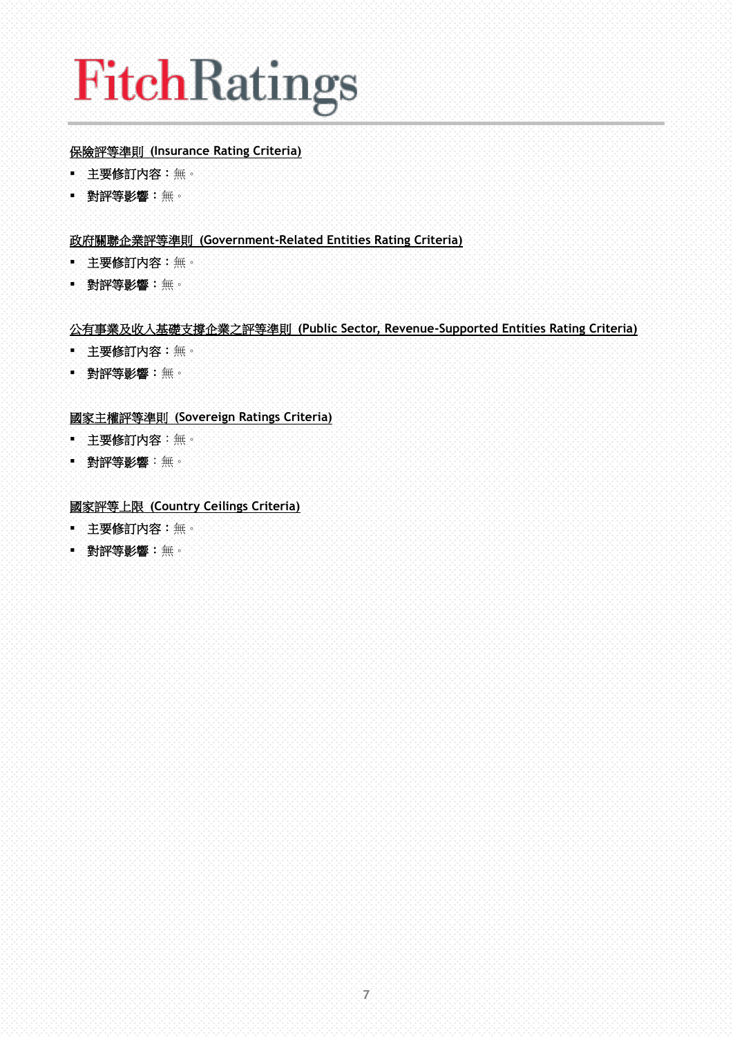FitchRatings

保險評等準則 (Insurance Rating Criteria)

- 主要修訂內容：無。
- 對評等影響：無。

政府關聯企業評等準則 (Government-Related Entities Rating Criteria)

- 主要修訂內容：無。
- 對評等影響：無。

公有事業及收入基礎支撐企業之評等準則 (Public Sector, Revenue-Supported Entities Rating Criteria)

- 主要修訂內容：無。
- 對評等影響：無。

國家主權評等準則 (Sovereign Ratings Criteria)

- 主要修訂內容：無。
- 對評等影響：無。

國家評等上限 (Country Ceilings Criteria)

- 主要修訂內容：無。
- 對評等影響：無。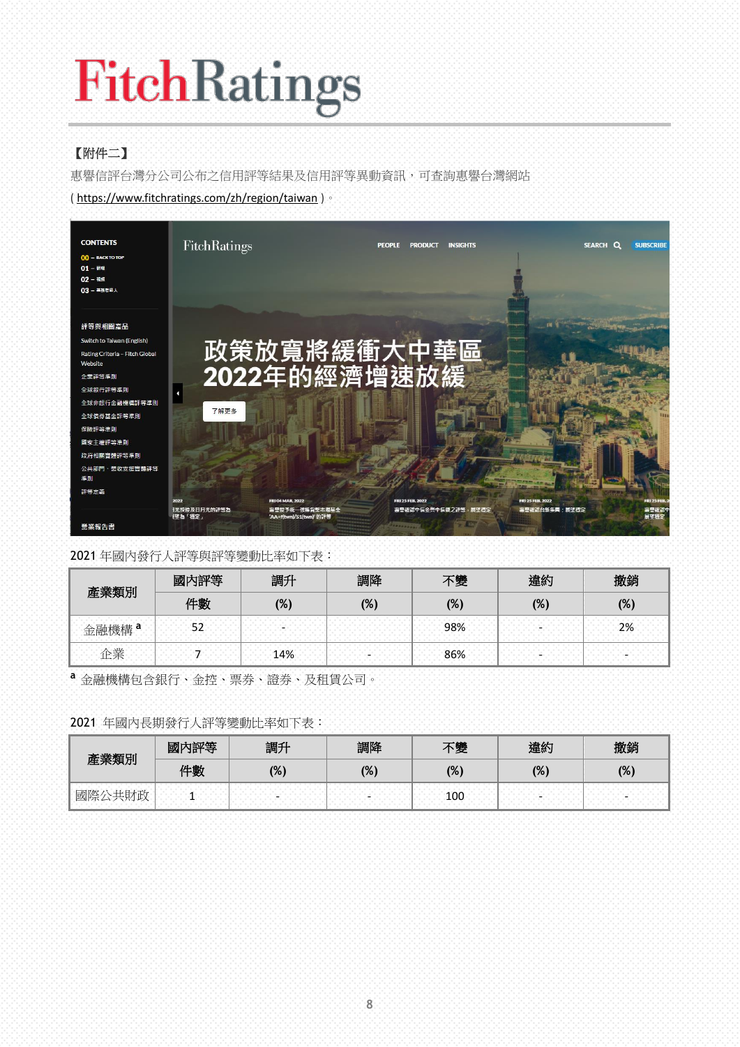【附件二】

惠譽信評台灣分公司公布之信用評等結果及信用評等異動資訊，可查詢惠譽台灣網站 ( https://www.fitchratings.com/zh/region/taiwan )。

2021 年國內發行人評等與評等變動比率如下表：

| 產業類別 | 國內評等件數 | 調升 (%) | 調降 (%) | 不變 (%) | 違約 (%) | 撤銷 (%) |
|---|---|---|---|---|---|---|
| 金融機構 [a] | 52 | - | | 98% | - | 2% |
| 企業 | 7 | 14% | - | 86% | - | - |

[a] 金融機構包含銀行、金控、票券、證券、及租賃公司。

2021 年國內長期發行人評等變動比率如下表：

| 產業類別 | 國內評等件數 | 調升 (%) | 調降 (%) | 不變 (%) | 違約 (%) | 撤銷 (%) |
|---|---|---|---|---|---|---|
| 國際公共財政 | 1 | - | - | 100 | - | - |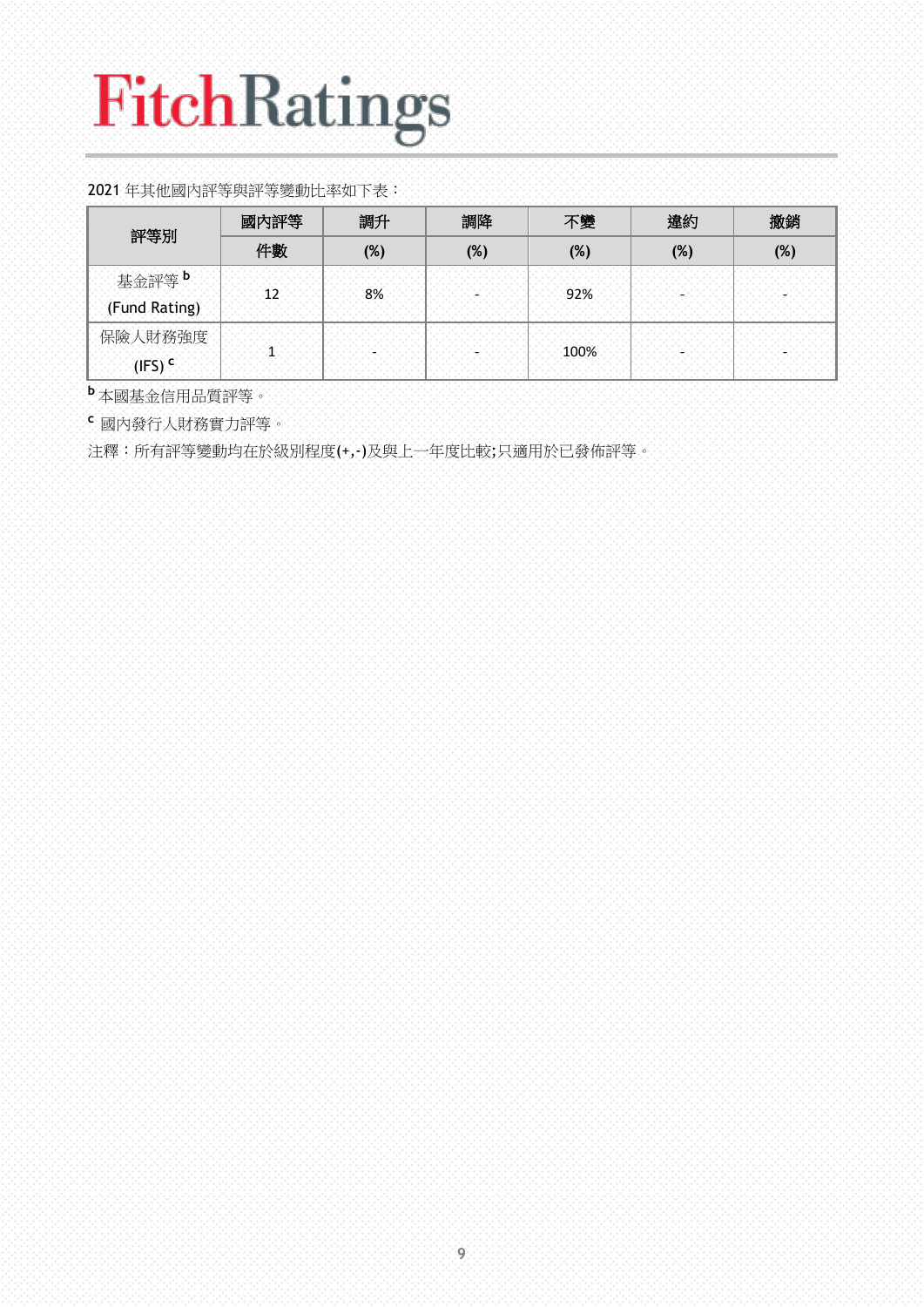2021 年其他國內評等與評等變動比率如下表：

| 評等別 | 國內評等件數 | 調升 (%) | 調降 (%) | 不變 (%) | 違約 (%) | 撤銷 (%) |
| --- | --- | --- | --- | --- | --- | --- |
| 基金評等 [b] (Fund Rating) | 12 | 8% | - | 92% | - | - |
| 保險人財務強度 (IFS) [c] | 1 | - | - | 100% | - | - |

[b] 本國基金信用品質評等。

[c] 國內發行人財務實力評等。

注釋：所有評等變動均在於級別程度(+,-)及與上一年度比較;只適用於已發佈評等。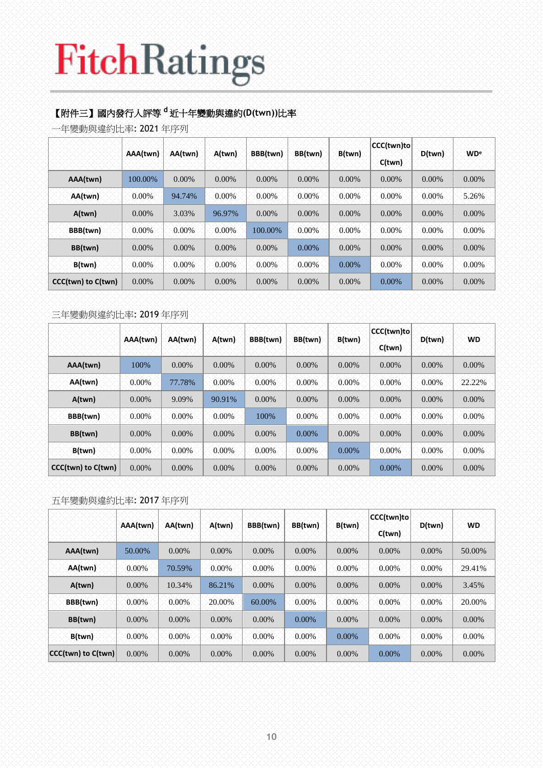FitchRatings

### 【附件三】國內發行人評等[d]近十年變動與違約(D(twn))比率

一年變動與違約比率: 2021 年序列

| | AAA(twn) | AA(twn) | A(twn) | BBB(twn) | BB(twn) | B(twn) | CCC(twn)to C(twn) | D(twn) | WD[e] |
|---|---|---|---|---|---|---|---|---|---|
| **AAA(twn)** | 100.00% | 0.00% | 0.00% | 0.00% | 0.00% | 0.00% | 0.00% | 0.00% | 0.00% |
| **AA(twn)** | 0.00% | 94.74% | 0.00% | 0.00% | 0.00% | 0.00% | 0.00% | 0.00% | 5.26% |
| **A(twn)** | 0.00% | 3.03% | 96.97% | 0.00% | 0.00% | 0.00% | 0.00% | 0.00% | 0.00% |
| **BBB(twn)** | 0.00% | 0.00% | 0.00% | 100.00% | 0.00% | 0.00% | 0.00% | 0.00% | 0.00% |
| **BB(twn)** | 0.00% | 0.00% | 0.00% | 0.00% | 0.00% | 0.00% | 0.00% | 0.00% | 0.00% |
| **B(twn)** | 0.00% | 0.00% | 0.00% | 0.00% | 0.00% | 0.00% | 0.00% | 0.00% | 0.00% |
| **CCC(twn) to C(twn)** | 0.00% | 0.00% | 0.00% | 0.00% | 0.00% | 0.00% | 0.00% | 0.00% | 0.00% |

三年變動與違約比率: 2019 年序列

| | AAA(twn) | AA(twn) | A(twn) | BBB(twn) | BB(twn) | B(twn) | CCC(twn)to C(twn) | D(twn) | WD |
|---|---|---|---|---|---|---|---|---|---|
| **AAA(twn)** | 100% | 0.00% | 0.00% | 0.00% | 0.00% | 0.00% | 0.00% | 0.00% | 0.00% |
| **AA(twn)** | 0.00% | 77.78% | 0.00% | 0.00% | 0.00% | 0.00% | 0.00% | 0.00% | 22.22% |
| **A(twn)** | 0.00% | 9.09% | 90.91% | 0.00% | 0.00% | 0.00% | 0.00% | 0.00% | 0.00% |
| **BBB(twn)** | 0.00% | 0.00% | 0.00% | 100% | 0.00% | 0.00% | 0.00% | 0.00% | 0.00% |
| **BB(twn)** | 0.00% | 0.00% | 0.00% | 0.00% | 0.00% | 0.00% | 0.00% | 0.00% | 0.00% |
| **B(twn)** | 0.00% | 0.00% | 0.00% | 0.00% | 0.00% | 0.00% | 0.00% | 0.00% | 0.00% |
| **CCC(twn) to C(twn)** | 0.00% | 0.00% | 0.00% | 0.00% | 0.00% | 0.00% | 0.00% | 0.00% | 0.00% |

五年變動與違約比率: 2017 年序列

| | AAA(twn) | AA(twn) | A(twn) | BBB(twn) | BB(twn) | B(twn) | CCC(twn)to C(twn) | D(twn) | WD |
|---|---|---|---|---|---|---|---|---|---|
| **AAA(twn)** | 50.00% | 0.00% | 0.00% | 0.00% | 0.00% | 0.00% | 0.00% | 0.00% | 50.00% |
| **AA(twn)** | 0.00% | 70.59% | 0.00% | 0.00% | 0.00% | 0.00% | 0.00% | 0.00% | 29.41% |
| **A(twn)** | 0.00% | 10.34% | 86.21% | 0.00% | 0.00% | 0.00% | 0.00% | 0.00% | 3.45% |
| **BBB(twn)** | 0.00% | 0.00% | 20.00% | 60.00% | 0.00% | 0.00% | 0.00% | 0.00% | 20.00% |
| **BB(twn)** | 0.00% | 0.00% | 0.00% | 0.00% | 0.00% | 0.00% | 0.00% | 0.00% | 0.00% |
| **B(twn)** | 0.00% | 0.00% | 0.00% | 0.00% | 0.00% | 0.00% | 0.00% | 0.00% | 0.00% |
| **CCC(twn) to C(twn)** | 0.00% | 0.00% | 0.00% | 0.00% | 0.00% | 0.00% | 0.00% | 0.00% | 0.00% |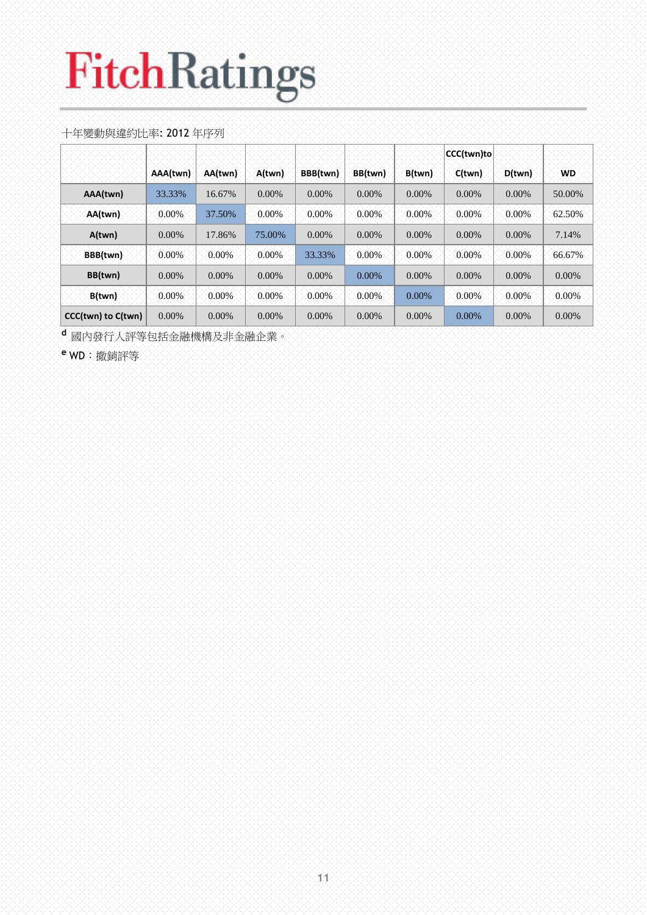十年變動與違約比率: 2012 年序列

| | AAA(twn) | AA(twn) | A(twn) | BBB(twn) | BB(twn) | B(twn) | CCC(twn)to C(twn) | D(twn) | WD |
|---|---|---|---|---|---|---|---|---|---|
| **AAA(twn)** | 33.33% | 16.67% | 0.00% | 0.00% | 0.00% | 0.00% | 0.00% | 0.00% | 50.00% |
| **AA(twn)** | 0.00% | 37.50% | 0.00% | 0.00% | 0.00% | 0.00% | 0.00% | 0.00% | 62.50% |
| **A(twn)** | 0.00% | 17.86% | 75.00% | 0.00% | 0.00% | 0.00% | 0.00% | 0.00% | 7.14% |
| **BBB(twn)** | 0.00% | 0.00% | 0.00% | 33.33% | 0.00% | 0.00% | 0.00% | 0.00% | 66.67% |
| **BB(twn)** | 0.00% | 0.00% | 0.00% | 0.00% | 0.00% | 0.00% | 0.00% | 0.00% | 0.00% |
| **B(twn)** | 0.00% | 0.00% | 0.00% | 0.00% | 0.00% | 0.00% | 0.00% | 0.00% | 0.00% |
| **CCC(twn) to C(twn)** | 0.00% | 0.00% | 0.00% | 0.00% | 0.00% | 0.00% | 0.00% | 0.00% | 0.00% |

[d] 國內發行人評等包括金融機構及非金融企業。

[e] WD：撤銷評等